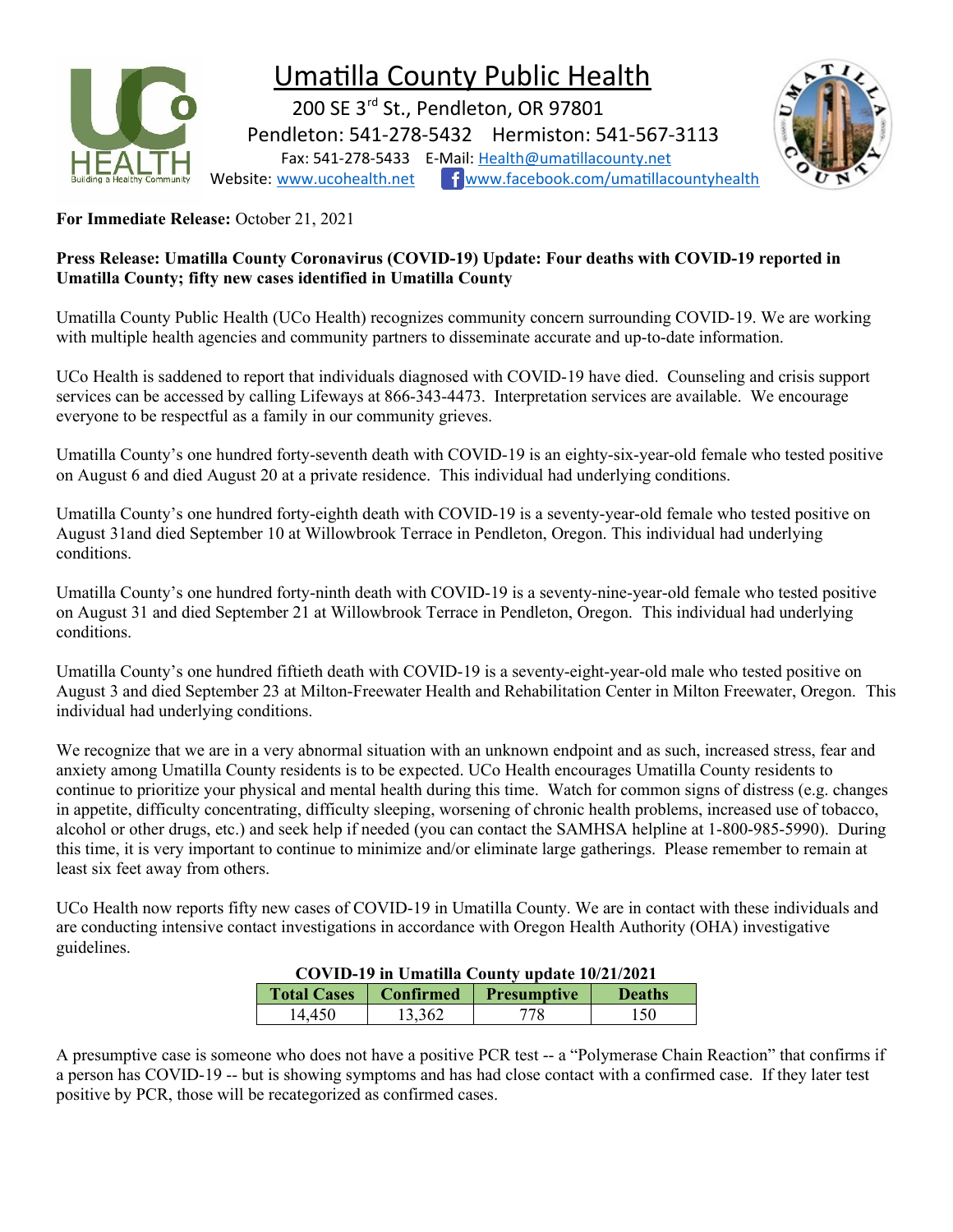# Umatilla County Public Health

200 SE 3rd St., Pendleton, OR 97801
Pendleton: 541-278-5432 Hermiston: 541-567-3113
Fax: 541-278-5433 E-Mail: Health@umatillacounty.net
Website: www.ucohealth.net www.facebook.com/umatillacountyhealth

**For Immediate Release:** October 21, 2021

**Press Release: Umatilla County Coronavirus (COVID-19) Update: Four deaths with COVID-19 reported in Umatilla County; fifty new cases identified in Umatilla County**

Umatilla County Public Health (UCo Health) recognizes community concern surrounding COVID-19. We are working with multiple health agencies and community partners to disseminate accurate and up-to-date information.

UCo Health is saddened to report that individuals diagnosed with COVID-19 have died. Counseling and crisis support services can be accessed by calling Lifeways at 866-343-4473. Interpretation services are available. We encourage everyone to be respectful as a family in our community grieves.

Umatilla County's one hundred forty-seventh death with COVID-19 is an eighty-six-year-old female who tested positive on August 6 and died August 20 at a private residence. This individual had underlying conditions.

Umatilla County's one hundred forty-eighth death with COVID-19 is a seventy-year-old female who tested positive on August 31and died September 10 at Willowbrook Terrace in Pendleton, Oregon. This individual had underlying conditions.

Umatilla County's one hundred forty-ninth death with COVID-19 is a seventy-nine-year-old female who tested positive on August 31 and died September 21 at Willowbrook Terrace in Pendleton, Oregon. This individual had underlying conditions.

Umatilla County's one hundred fiftieth death with COVID-19 is a seventy-eight-year-old male who tested positive on August 3 and died September 23 at Milton-Freewater Health and Rehabilitation Center in Milton Freewater, Oregon. This individual had underlying conditions.

We recognize that we are in a very abnormal situation with an unknown endpoint and as such, increased stress, fear and anxiety among Umatilla County residents is to be expected. UCo Health encourages Umatilla County residents to continue to prioritize your physical and mental health during this time. Watch for common signs of distress (e.g. changes in appetite, difficulty concentrating, difficulty sleeping, worsening of chronic health problems, increased use of tobacco, alcohol or other drugs, etc.) and seek help if needed (you can contact the SAMHSA helpline at 1-800-985-5990). During this time, it is very important to continue to minimize and/or eliminate large gatherings. Please remember to remain at least six feet away from others.

UCo Health now reports fifty new cases of COVID-19 in Umatilla County. We are in contact with these individuals and are conducting intensive contact investigations in accordance with Oregon Health Authority (OHA) investigative guidelines.

**COVID-19 in Umatilla County update 10/21/2021**

| Total Cases | Confirmed | Presumptive | Deaths |
|---|---|---|---|
| 14,450 | 13,362 | 778 | 150 |

A presumptive case is someone who does not have a positive PCR test -- a "Polymerase Chain Reaction" that confirms if a person has COVID-19 -- but is showing symptoms and has had close contact with a confirmed case. If they later test positive by PCR, those will be recategorized as confirmed cases.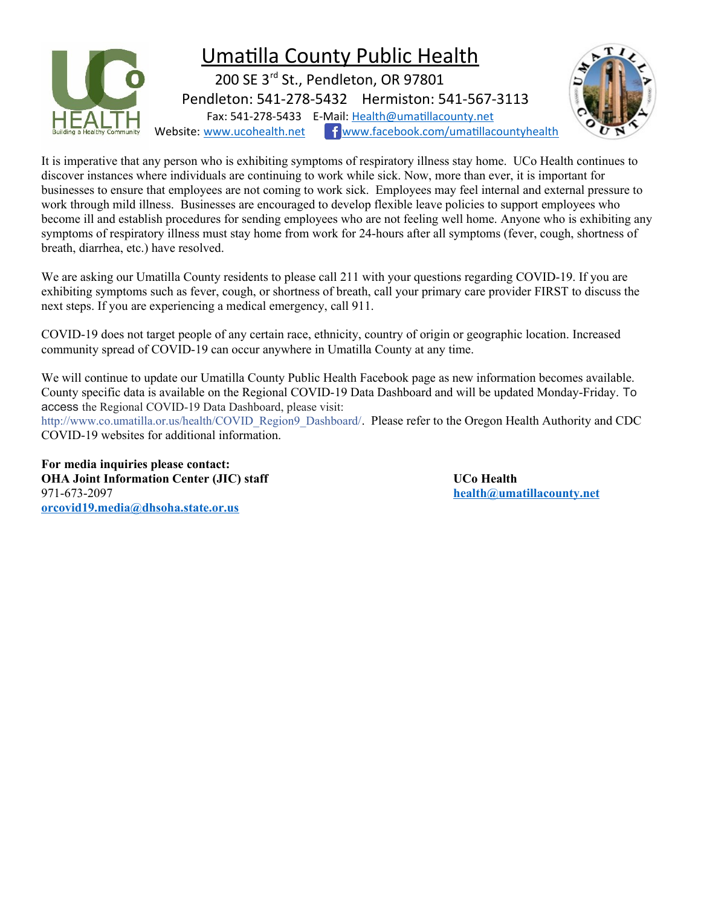# Umatilla County Public Health

200 SE 3rd St., Pendleton, OR 97801
Pendleton: 541-278-5432 Hermiston: 541-567-3113
Fax: 541-278-5433 E-Mail: Health@umatillacounty.net
Website: www.ucohealth.net www.facebook.com/umatillacountyhealth

It is imperative that any person who is exhibiting symptoms of respiratory illness stay home. UCo Health continues to discover instances where individuals are continuing to work while sick. Now, more than ever, it is important for businesses to ensure that employees are not coming to work sick. Employees may feel internal and external pressure to work through mild illness. Businesses are encouraged to develop flexible leave policies to support employees who become ill and establish procedures for sending employees who are not feeling well home. Anyone who is exhibiting any symptoms of respiratory illness must stay home from work for 24-hours after all symptoms (fever, cough, shortness of breath, diarrhea, etc.) have resolved.

We are asking our Umatilla County residents to please call 211 with your questions regarding COVID-19. If you are exhibiting symptoms such as fever, cough, or shortness of breath, call your primary care provider FIRST to discuss the next steps. If you are experiencing a medical emergency, call 911.

COVID-19 does not target people of any certain race, ethnicity, country of origin or geographic location. Increased community spread of COVID-19 can occur anywhere in Umatilla County at any time.

We will continue to update our Umatilla County Public Health Facebook page as new information becomes available. County specific data is available on the Regional COVID-19 Data Dashboard and will be updated Monday-Friday. To access the Regional COVID-19 Data Dashboard, please visit: http://www.co.umatilla.or.us/health/COVID_Region9_Dashboard/. Please refer to the Oregon Health Authority and CDC COVID-19 websites for additional information.

**For media inquiries please contact:**
**OHA Joint Information Center (JIC) staff**
971-673-2097
**orcovid19.media@dhsoha.state.or.us**

**UCo Health**
**health@umatillacounty.net**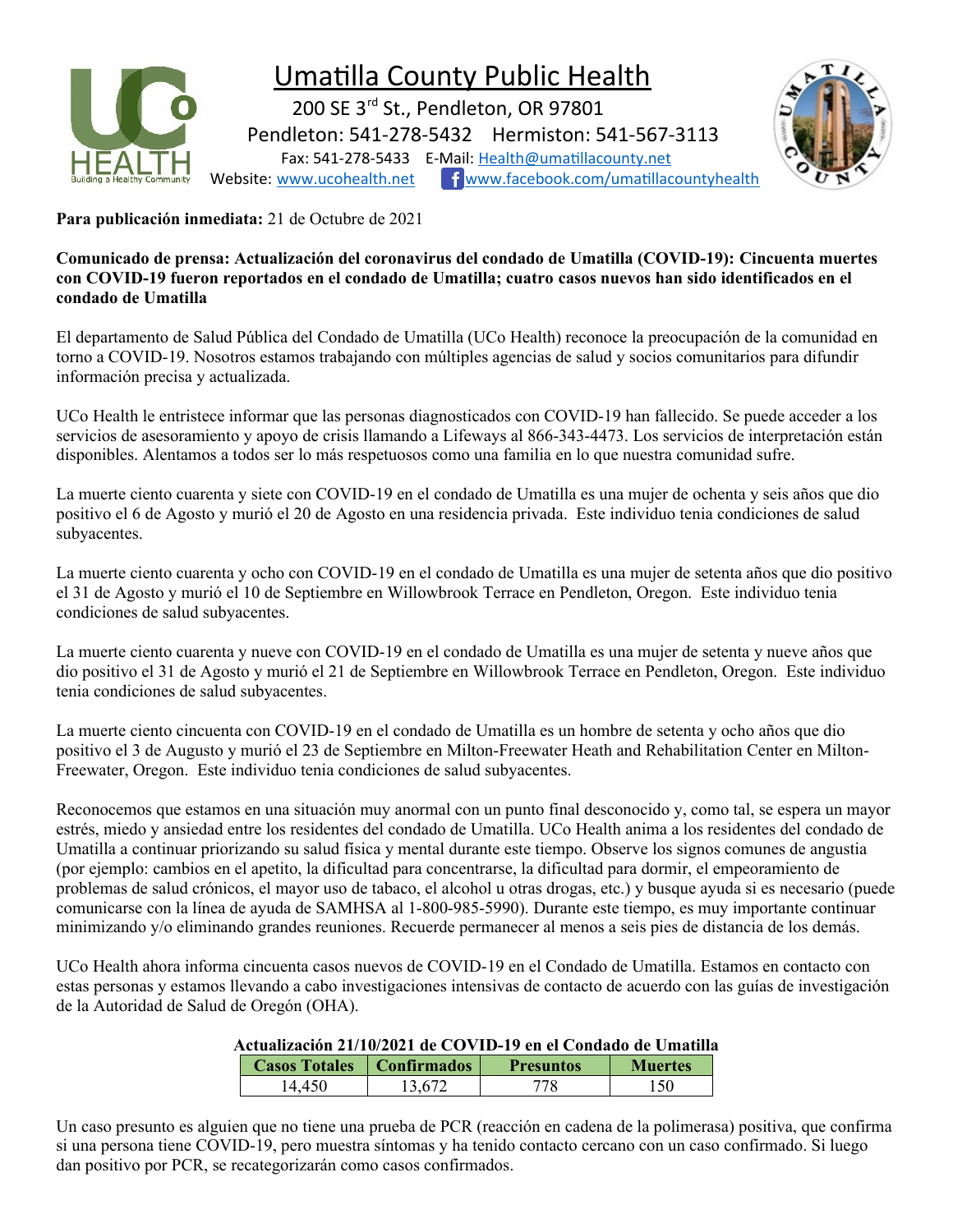# Umatilla County Public Health

200 SE 3rd St., Pendleton, OR 97801

Pendleton: 541-278-5432 Hermiston: 541-567-3113

Fax: 541-278-5433 E-Mail: Health@umatillacounty.net

Website: www.ucohealth.net www.facebook.com/umatillacountyhealth

**Para publicación inmediata:** 21 de Octubre de 2021

**Comunicado de prensa: Actualización del coronavirus del condado de Umatilla (COVID-19): Cincuenta muertes con COVID-19 fueron reportados en el condado de Umatilla; cuatro casos nuevos han sido identificados en el condado de Umatilla**

El departamento de Salud Pública del Condado de Umatilla (UCo Health) reconoce la preocupación de la comunidad en torno a COVID-19. Nosotros estamos trabajando con múltiples agencias de salud y socios comunitarios para difundir información precisa y actualizada.

UCo Health le entristece informar que las personas diagnosticados con COVID-19 han fallecido. Se puede acceder a los servicios de asesoramiento y apoyo de crisis llamando a Lifeways al 866-343-4473. Los servicios de interpretación están disponibles. Alentamos a todos ser lo más respetuosos como una familia en lo que nuestra comunidad sufre.

La muerte ciento cuarenta y siete con COVID-19 en el condado de Umatilla es una mujer de ochenta y seis años que dio positivo el 6 de Agosto y murió el 20 de Agosto en una residencia privada. Este individuo tenia condiciones de salud subyacentes.

La muerte ciento cuarenta y ocho con COVID-19 en el condado de Umatilla es una mujer de setenta años que dio positivo el 31 de Agosto y murió el 10 de Septiembre en Willowbrook Terrace en Pendleton, Oregon. Este individuo tenia condiciones de salud subyacentes.

La muerte ciento cuarenta y nueve con COVID-19 en el condado de Umatilla es una mujer de setenta y nueve años que dio positivo el 31 de Agosto y murió el 21 de Septiembre en Willowbrook Terrace en Pendleton, Oregon. Este individuo tenia condiciones de salud subyacentes.

La muerte ciento cincuenta con COVID-19 en el condado de Umatilla es un hombre de setenta y ocho años que dio positivo el 3 de Augusto y murió el 23 de Septiembre en Milton-Freewater Heath and Rehabilitation Center en Milton-Freewater, Oregon. Este individuo tenia condiciones de salud subyacentes.

Reconocemos que estamos en una situación muy anormal con un punto final desconocido y, como tal, se espera un mayor estrés, miedo y ansiedad entre los residentes del condado de Umatilla. UCo Health anima a los residentes del condado de Umatilla a continuar priorizando su salud física y mental durante este tiempo. Observe los signos comunes de angustia (por ejemplo: cambios en el apetito, la dificultad para concentrarse, la dificultad para dormir, el empeoramiento de problemas de salud crónicos, el mayor uso de tabaco, el alcohol u otras drogas, etc.) y busque ayuda si es necesario (puede comunicarse con la línea de ayuda de SAMHSA al 1-800-985-5990). Durante este tiempo, es muy importante continuar minimizando y/o eliminando grandes reuniones. Recuerde permanecer al menos a seis pies de distancia de los demás.

UCo Health ahora informa cincuenta casos nuevos de COVID-19 en el Condado de Umatilla. Estamos en contacto con estas personas y estamos llevando a cabo investigaciones intensivas de contacto de acuerdo con las guías de investigación de la Autoridad de Salud de Oregón (OHA).

**Actualización 21/10/2021 de COVID-19 en el Condado de Umatilla**

| Casos Totales | Confirmados | Presuntos | Muertes |
|---|---|---|---|
| 14,450 | 13,672 | 778 | 150 |

Un caso presunto es alguien que no tiene una prueba de PCR (reacción en cadena de la polimerasa) positiva, que confirma si una persona tiene COVID-19, pero muestra síntomas y ha tenido contacto cercano con un caso confirmado. Si luego dan positivo por PCR, se recategorizarán como casos confirmados.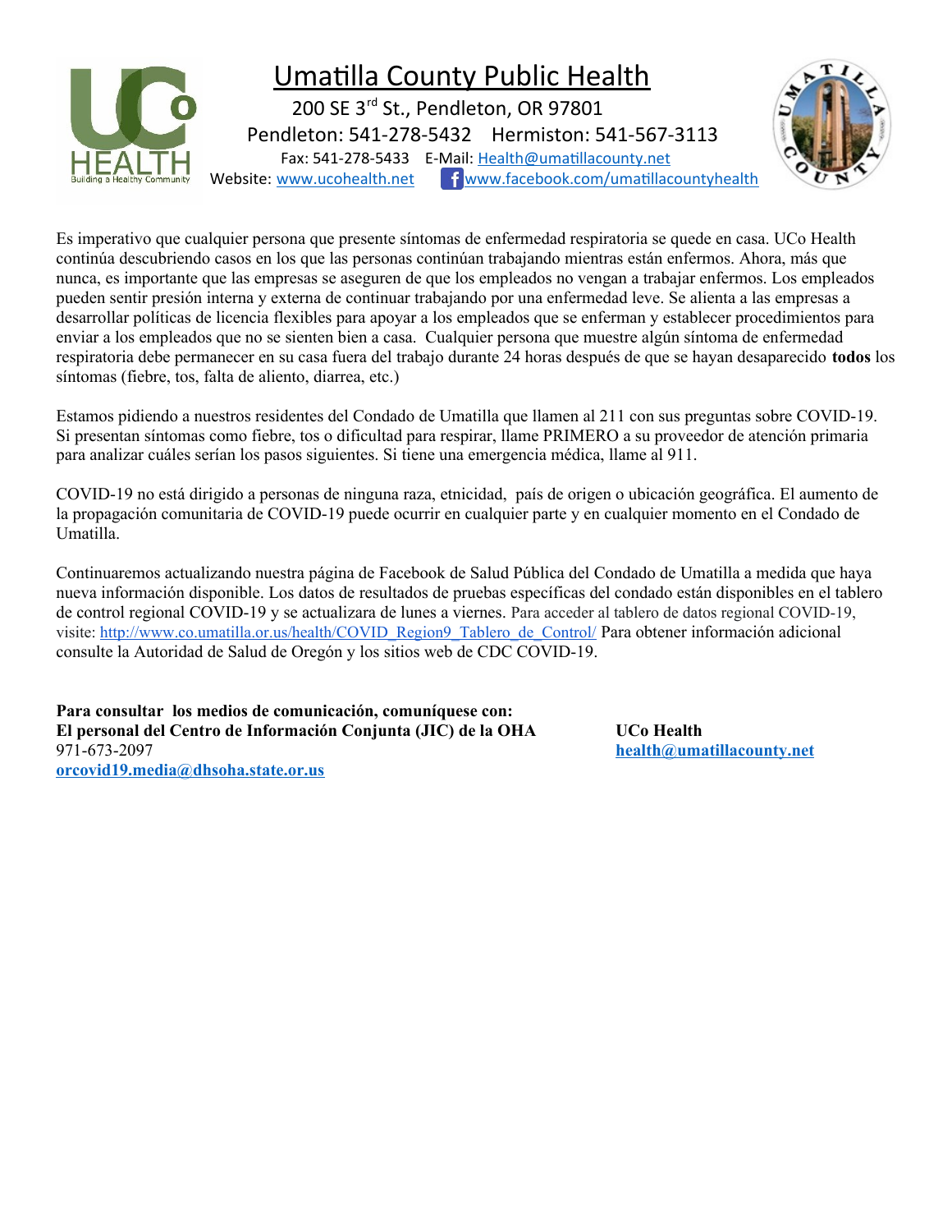# Umatilla County Public Health

200 SE 3rd St., Pendleton, OR 97801
Pendleton: 541-278-5432 Hermiston: 541-567-3113
Fax: 541-278-5433 E-Mail: Health@umatillacounty.net
Website: www.ucohealth.net www.facebook.com/umatillacountyhealth

Es imperativo que cualquier persona que presente síntomas de enfermedad respiratoria se quede en casa. UCo Health continúa descubriendo casos en los que las personas continúan trabajando mientras están enfermos. Ahora, más que nunca, es importante que las empresas se aseguren de que los empleados no vengan a trabajar enfermos. Los empleados pueden sentir presión interna y externa de continuar trabajando por una enfermedad leve. Se alienta a las empresas a desarrollar políticas de licencia flexibles para apoyar a los empleados que se enferman y establecer procedimientos para enviar a los empleados que no se sienten bien a casa. Cualquier persona que muestre algún síntoma de enfermedad respiratoria debe permanecer en su casa fuera del trabajo durante 24 horas después de que se hayan desaparecido **todos** los síntomas (fiebre, tos, falta de aliento, diarrea, etc.)

Estamos pidiendo a nuestros residentes del Condado de Umatilla que llamen al 211 con sus preguntas sobre COVID-19. Si presentan síntomas como fiebre, tos o dificultad para respirar, llame PRIMERO a su proveedor de atención primaria para analizar cuáles serían los pasos siguientes. Si tiene una emergencia médica, llame al 911.

COVID-19 no está dirigido a personas de ninguna raza, etnicidad, país de origen o ubicación geográfica. El aumento de la propagación comunitaria de COVID-19 puede ocurrir en cualquier parte y en cualquier momento en el Condado de Umatilla.

Continuaremos actualizando nuestra página de Facebook de Salud Pública del Condado de Umatilla a medida que haya nueva información disponible. Los datos de resultados de pruebas específicas del condado están disponibles en el tablero de control regional COVID-19 y se actualizara de lunes a viernes. Para acceder al tablero de datos regional COVID-19, visite: http://www.co.umatilla.or.us/health/COVID_Region9_Tablero_de_Control/ Para obtener información adicional consulte la Autoridad de Salud de Oregón y los sitios web de CDC COVID-19.

**Para consultar los medios de comunicación, comuníquese con:**
**El personal del Centro de Información Conjunta (JIC) de la OHA**
971-673-2097
**orcovid19.media@dhsoha.state.or.us**

**UCo Health**
**health@umatillacounty.net**